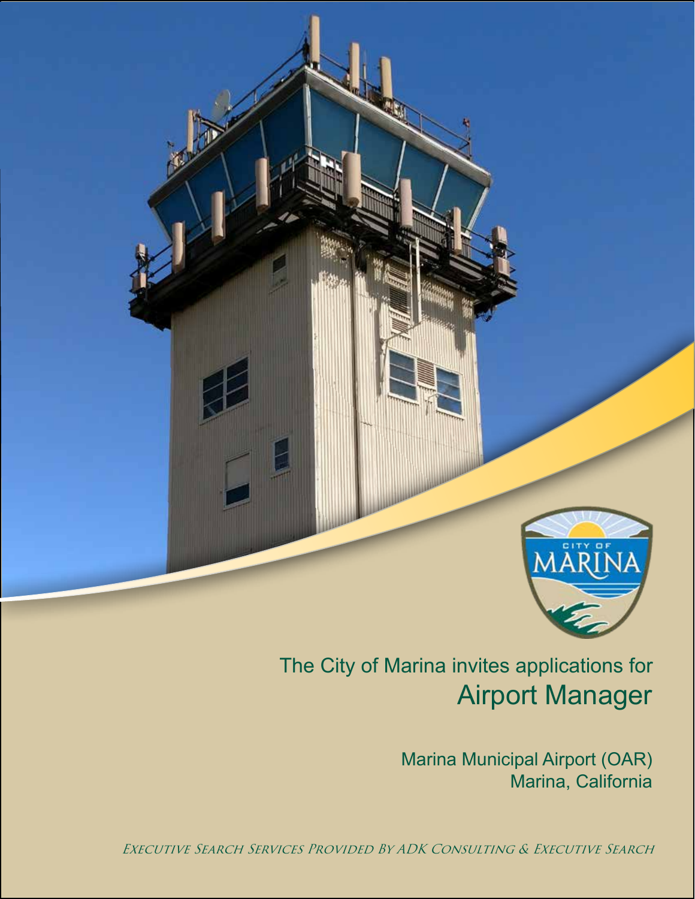The City of Marina invites applications for

# Airport Manager

Marina Municipal Airport (OAR)
Marina, California

*Executive Search Services Provided By ADK Consulting & Executive Search*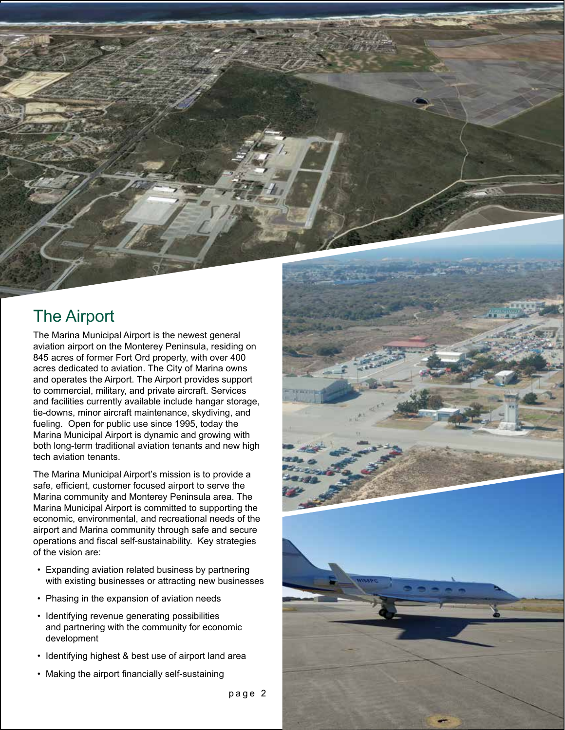## The Airport

The Marina Municipal Airport is the newest general aviation airport on the Monterey Peninsula, residing on 845 acres of former Fort Ord property, with over 400 acres dedicated to aviation. The City of Marina owns and operates the Airport. The Airport provides support to commercial, military, and private aircraft. Services and facilities currently available include hangar storage, tie-downs, minor aircraft maintenance, skydiving, and fueling. Open for public use since 1995, today the Marina Municipal Airport is dynamic and growing with both long-term traditional aviation tenants and new high tech aviation tenants.

The Marina Municipal Airport's mission is to provide a safe, efficient, customer focused airport to serve the Marina community and Monterey Peninsula area. The Marina Municipal Airport is committed to supporting the economic, environmental, and recreational needs of the airport and Marina community through safe and secure operations and fiscal self-sustainability. Key strategies of the vision are:

- Expanding aviation related business by partnering with existing businesses or attracting new businesses
- Phasing in the expansion of aviation needs
- Identifying revenue generating possibilities and partnering with the community for economic development
- Identifying highest & best use of airport land area
- Making the airport financially self-sustaining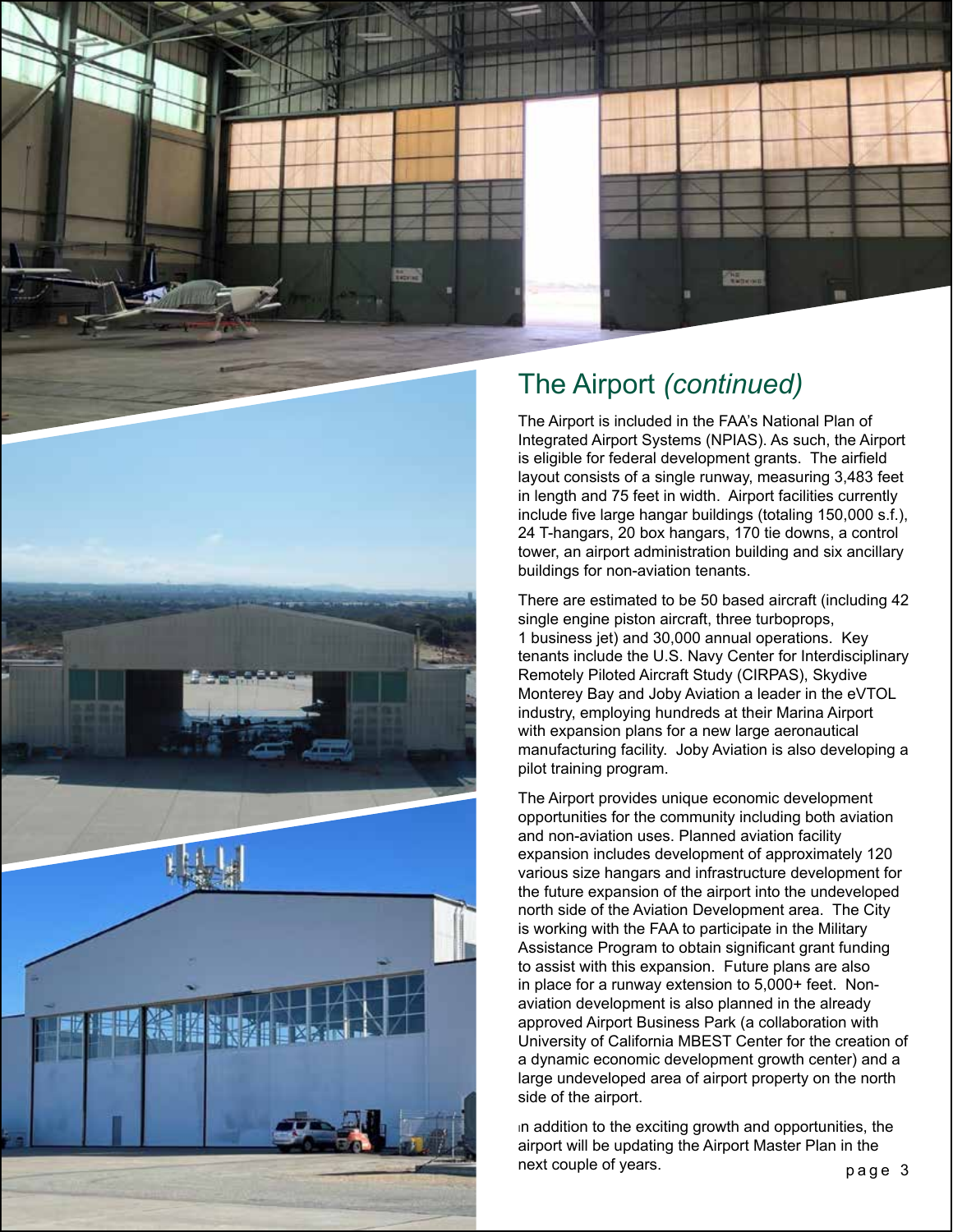## The Airport *(continued)*

The Airport is included in the FAA's National Plan of Integrated Airport Systems (NPIAS). As such, the Airport is eligible for federal development grants. The airfield layout consists of a single runway, measuring 3,483 feet in length and 75 feet in width. Airport facilities currently include five large hangar buildings (totaling 150,000 s.f.), 24 T-hangars, 20 box hangars, 170 tie downs, a control tower, an airport administration building and six ancillary buildings for non-aviation tenants.

There are estimated to be 50 based aircraft (including 42 single engine piston aircraft, three turboprops, 1 business jet) and 30,000 annual operations. Key tenants include the U.S. Navy Center for Interdisciplinary Remotely Piloted Aircraft Study (CIRPAS), Skydive Monterey Bay and Joby Aviation a leader in the eVTOL industry, employing hundreds at their Marina Airport with expansion plans for a new large aeronautical manufacturing facility. Joby Aviation is also developing a pilot training program.

The Airport provides unique economic development opportunities for the community including both aviation and non-aviation uses. Planned aviation facility expansion includes development of approximately 120 various size hangars and infrastructure development for the future expansion of the airport into the undeveloped north side of the Aviation Development area. The City is working with the FAA to participate in the Military Assistance Program to obtain significant grant funding to assist with this expansion. Future plans are also in place for a runway extension to 5,000+ feet. Non-aviation development is also planned in the already approved Airport Business Park (a collaboration with University of California MBEST Center for the creation of a dynamic economic development growth center) and a large undeveloped area of airport property on the north side of the airport.

In addition to the exciting growth and opportunities, the airport will be updating the Airport Master Plan in the next couple of years.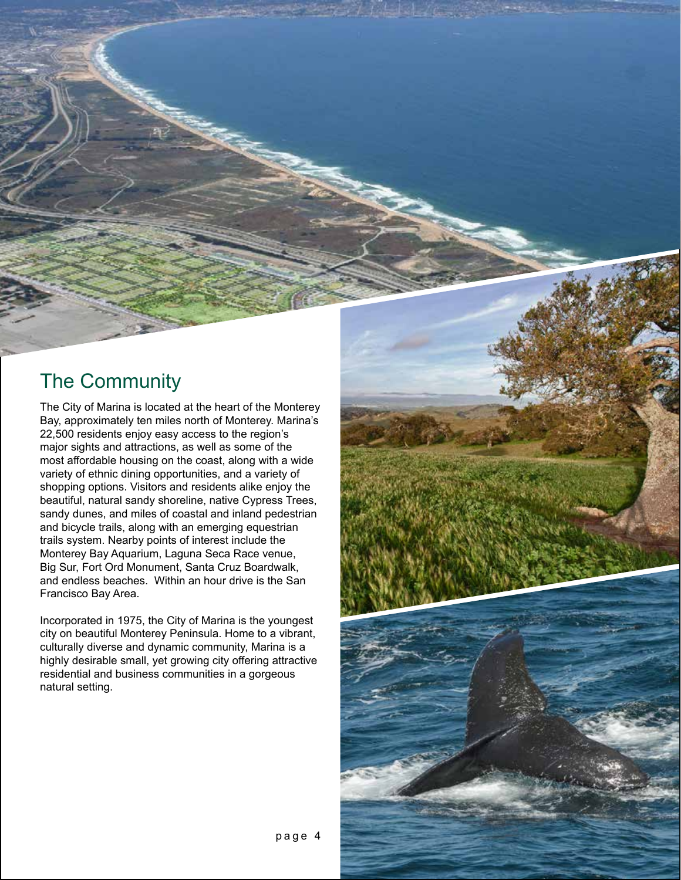## The Community

The City of Marina is located at the heart of the Monterey Bay, approximately ten miles north of Monterey. Marina's 22,500 residents enjoy easy access to the region's major sights and attractions, as well as some of the most affordable housing on the coast, along with a wide variety of ethnic dining opportunities, and a variety of shopping options. Visitors and residents alike enjoy the beautiful, natural sandy shoreline, native Cypress Trees, sandy dunes, and miles of coastal and inland pedestrian and bicycle trails, along with an emerging equestrian trails system. Nearby points of interest include the Monterey Bay Aquarium, Laguna Seca Race venue, Big Sur, Fort Ord Monument, Santa Cruz Boardwalk, and endless beaches. Within an hour drive is the San Francisco Bay Area.

Incorporated in 1975, the City of Marina is the youngest city on beautiful Monterey Peninsula. Home to a vibrant, culturally diverse and dynamic community, Marina is a highly desirable small, yet growing city offering attractive residential and business communities in a gorgeous natural setting.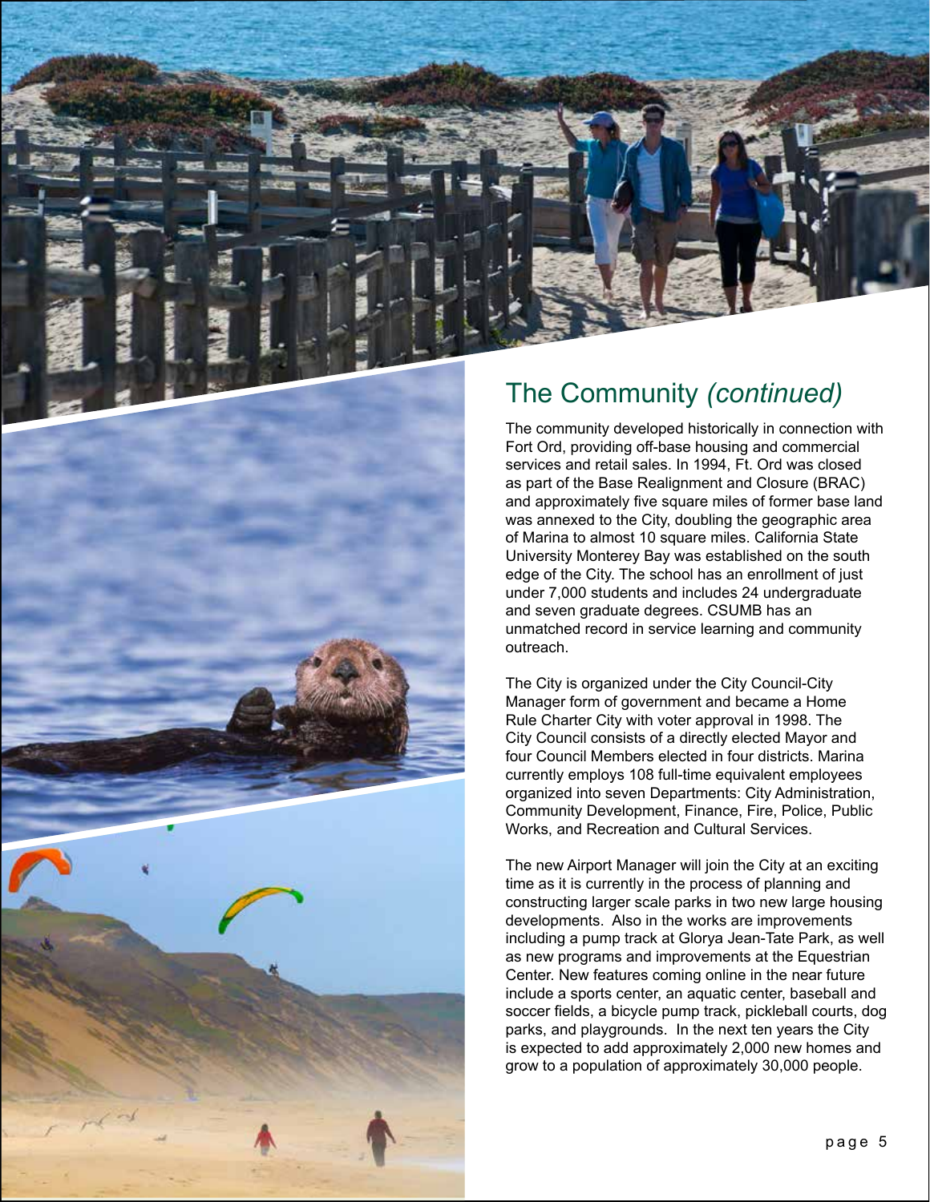## The Community *(continued)*

The community developed historically in connection with Fort Ord, providing off-base housing and commercial services and retail sales. In 1994, Ft. Ord was closed as part of the Base Realignment and Closure (BRAC) and approximately five square miles of former base land was annexed to the City, doubling the geographic area of Marina to almost 10 square miles. California State University Monterey Bay was established on the south edge of the City. The school has an enrollment of just under 7,000 students and includes 24 undergraduate and seven graduate degrees. CSUMB has an unmatched record in service learning and community outreach.

The City is organized under the City Council-City Manager form of government and became a Home Rule Charter City with voter approval in 1998. The City Council consists of a directly elected Mayor and four Council Members elected in four districts. Marina currently employs 108 full-time equivalent employees organized into seven Departments: City Administration, Community Development, Finance, Fire, Police, Public Works, and Recreation and Cultural Services.

The new Airport Manager will join the City at an exciting time as it is currently in the process of planning and constructing larger scale parks in two new large housing developments. Also in the works are improvements including a pump track at Glorya Jean-Tate Park, as well as new programs and improvements at the Equestrian Center. New features coming online in the near future include a sports center, an aquatic center, baseball and soccer fields, a bicycle pump track, pickleball courts, dog parks, and playgrounds. In the next ten years the City is expected to add approximately 2,000 new homes and grow to a population of approximately 30,000 people.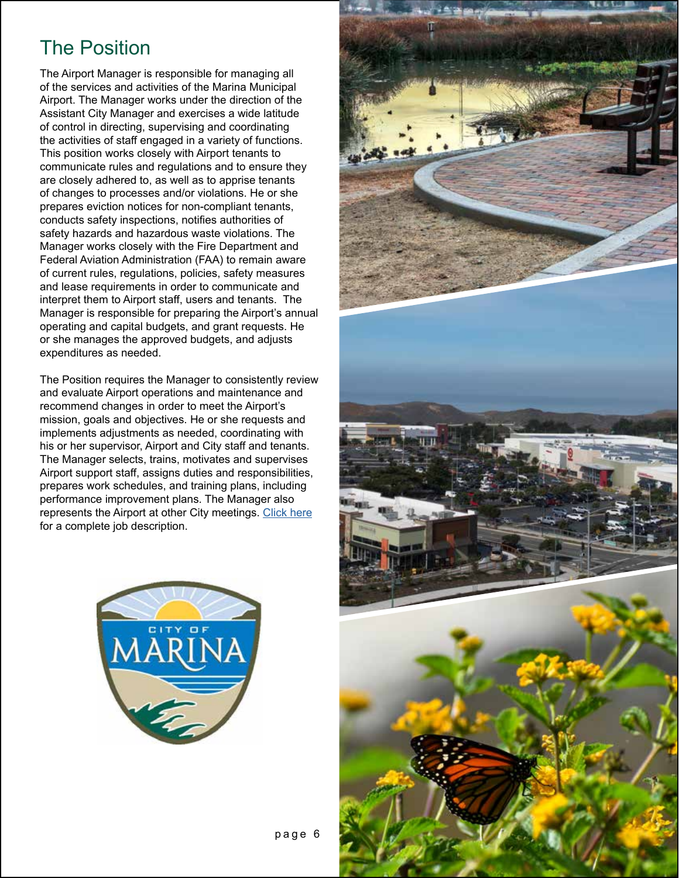# The Position

The Airport Manager is responsible for managing all of the services and activities of the Marina Municipal Airport. The Manager works under the direction of the Assistant City Manager and exercises a wide latitude of control in directing, supervising and coordinating the activities of staff engaged in a variety of functions. This position works closely with Airport tenants to communicate rules and regulations and to ensure they are closely adhered to, as well as to apprise tenants of changes to processes and/or violations. He or she prepares eviction notices for non-compliant tenants, conducts safety inspections, notifies authorities of safety hazards and hazardous waste violations. The Manager works closely with the Fire Department and Federal Aviation Administration (FAA) to remain aware of current rules, regulations, policies, safety measures and lease requirements in order to communicate and interpret them to Airport staff, users and tenants. The Manager is responsible for preparing the Airport's annual operating and capital budgets, and grant requests. He or she manages the approved budgets, and adjusts expenditures as needed.

The Position requires the Manager to consistently review and evaluate Airport operations and maintenance and recommend changes in order to meet the Airport's mission, goals and objectives. He or she requests and implements adjustments as needed, coordinating with his or her supervisor, Airport and City staff and tenants. The Manager selects, trains, motivates and supervises Airport support staff, assigns duties and responsibilities, prepares work schedules, and training plans, including performance improvement plans. The Manager also represents the Airport at other City meetings. Click here for a complete job description.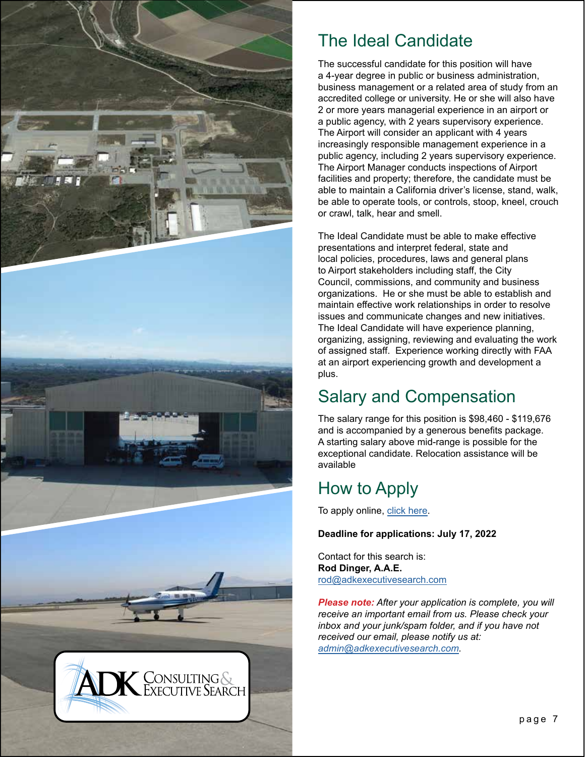## The Ideal Candidate

The successful candidate for this position will have a 4-year degree in public or business administration, business management or a related area of study from an accredited college or university. He or she will also have 2 or more years managerial experience in an airport or a public agency, with 2 years supervisory experience. The Airport will consider an applicant with 4 years increasingly responsible management experience in a public agency, including 2 years supervisory experience. The Airport Manager conducts inspections of Airport facilities and property; therefore, the candidate must be able to maintain a California driver's license, stand, walk, be able to operate tools, or controls, stoop, kneel, crouch or crawl, talk, hear and smell.

The Ideal Candidate must be able to make effective presentations and interpret federal, state and local policies, procedures, laws and general plans to Airport stakeholders including staff, the City Council, commissions, and community and business organizations. He or she must be able to establish and maintain effective work relationships in order to resolve issues and communicate changes and new initiatives. The Ideal Candidate will have experience planning, organizing, assigning, reviewing and evaluating the work of assigned staff. Experience working directly with FAA at an airport experiencing growth and development a plus.

## Salary and Compensation

The salary range for this position is $98,460 - $119,676 and is accompanied by a generous benefits package. A starting salary above mid-range is possible for the exceptional candidate. Relocation assistance will be available

## How to Apply

To apply online, click here.

**Deadline for applications: July 17, 2022**

Contact for this search is:
**Rod Dinger, A.A.E.**
rod@adkexecutivesearch.com

***Please note:*** *After your application is complete, you will receive an important email from us. Please check your inbox and your junk/spam folder, and if you have not received our email, please notify us at: admin@adkexecutivesearch.com.*

ADK Consulting & Executive Search